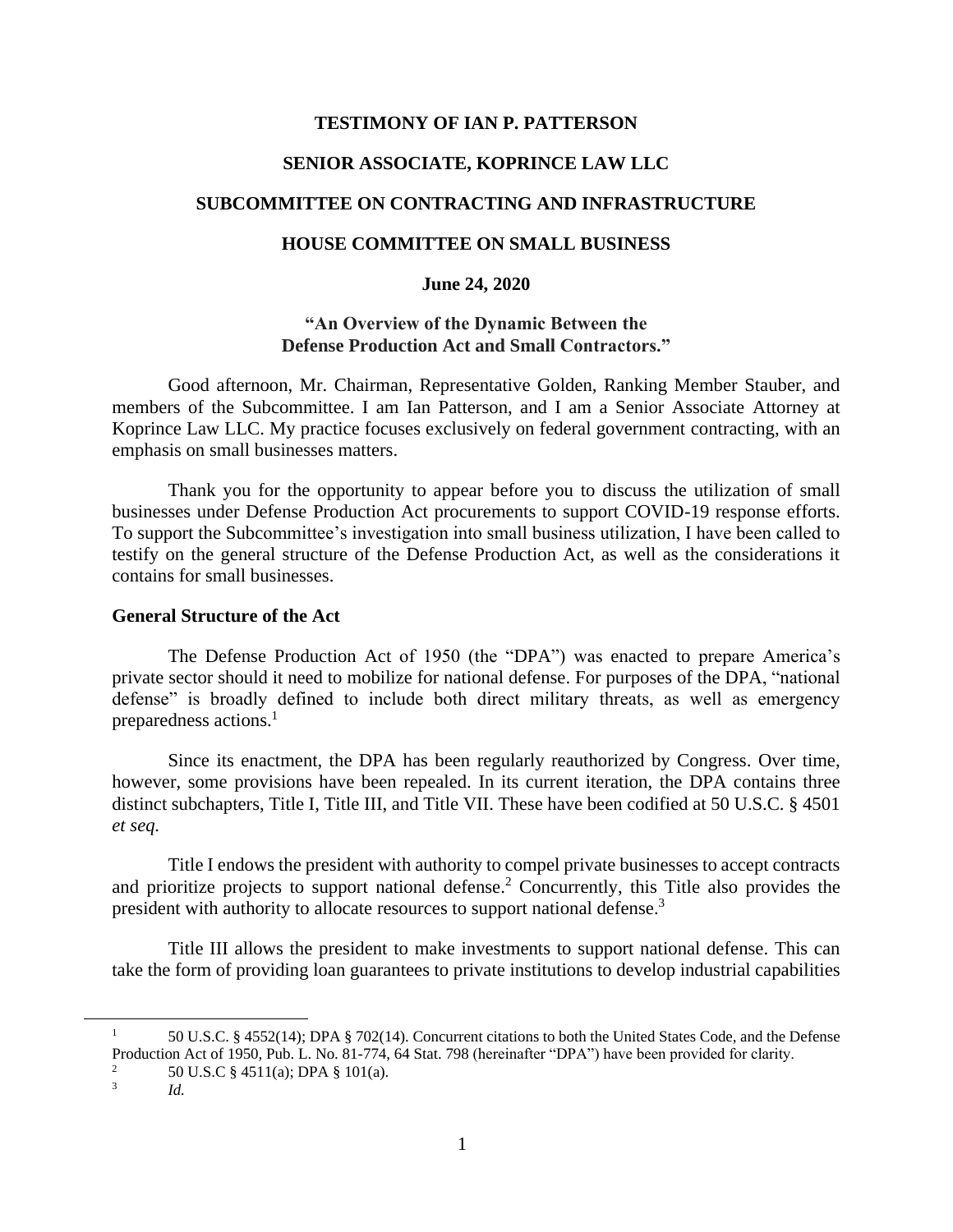**TESTIMONY OF IAN P. PATTERSON**

**SENIOR ASSOCIATE, KOPRINCE LAW LLC**

**SUBCOMMITTEE ON CONTRACTING AND INFRASTRUCTURE**

**HOUSE COMMITTEE ON SMALL BUSINESS**

**June 24, 2020**

**"An Overview of the Dynamic Between the Defense Production Act and Small Contractors."**

Good afternoon, Mr. Chairman, Representative Golden, Ranking Member Stauber, and members of the Subcommittee. I am Ian Patterson, and I am a Senior Associate Attorney at Koprince Law LLC. My practice focuses exclusively on federal government contracting, with an emphasis on small businesses matters.

Thank you for the opportunity to appear before you to discuss the utilization of small businesses under Defense Production Act procurements to support COVID-19 response efforts. To support the Subcommittee's investigation into small business utilization, I have been called to testify on the general structure of the Defense Production Act, as well as the considerations it contains for small businesses.

**General Structure of the Act**

The Defense Production Act of 1950 (the "DPA") was enacted to prepare America's private sector should it need to mobilize for national defense. For purposes of the DPA, "national defense" is broadly defined to include both direct military threats, as well as emergency preparedness actions.[1]

Since its enactment, the DPA has been regularly reauthorized by Congress. Over time, however, some provisions have been repealed. In its current iteration, the DPA contains three distinct subchapters, Title I, Title III, and Title VII. These have been codified at 50 U.S.C. § 4501 *et seq.*

Title I endows the president with authority to compel private businesses to accept contracts and prioritize projects to support national defense.[2] Concurrently, this Title also provides the president with authority to allocate resources to support national defense.[3]

Title III allows the president to make investments to support national defense. This can take the form of providing loan guarantees to private institutions to develop industrial capabilities

---

[1] 50 U.S.C. § 4552(14); DPA § 702(14). Concurrent citations to both the United States Code, and the Defense Production Act of 1950, Pub. L. No. 81-774, 64 Stat. 798 (hereinafter "DPA") have been provided for clarity.

[2] 50 U.S.C § 4511(a); DPA § 101(a).

[3] *Id.*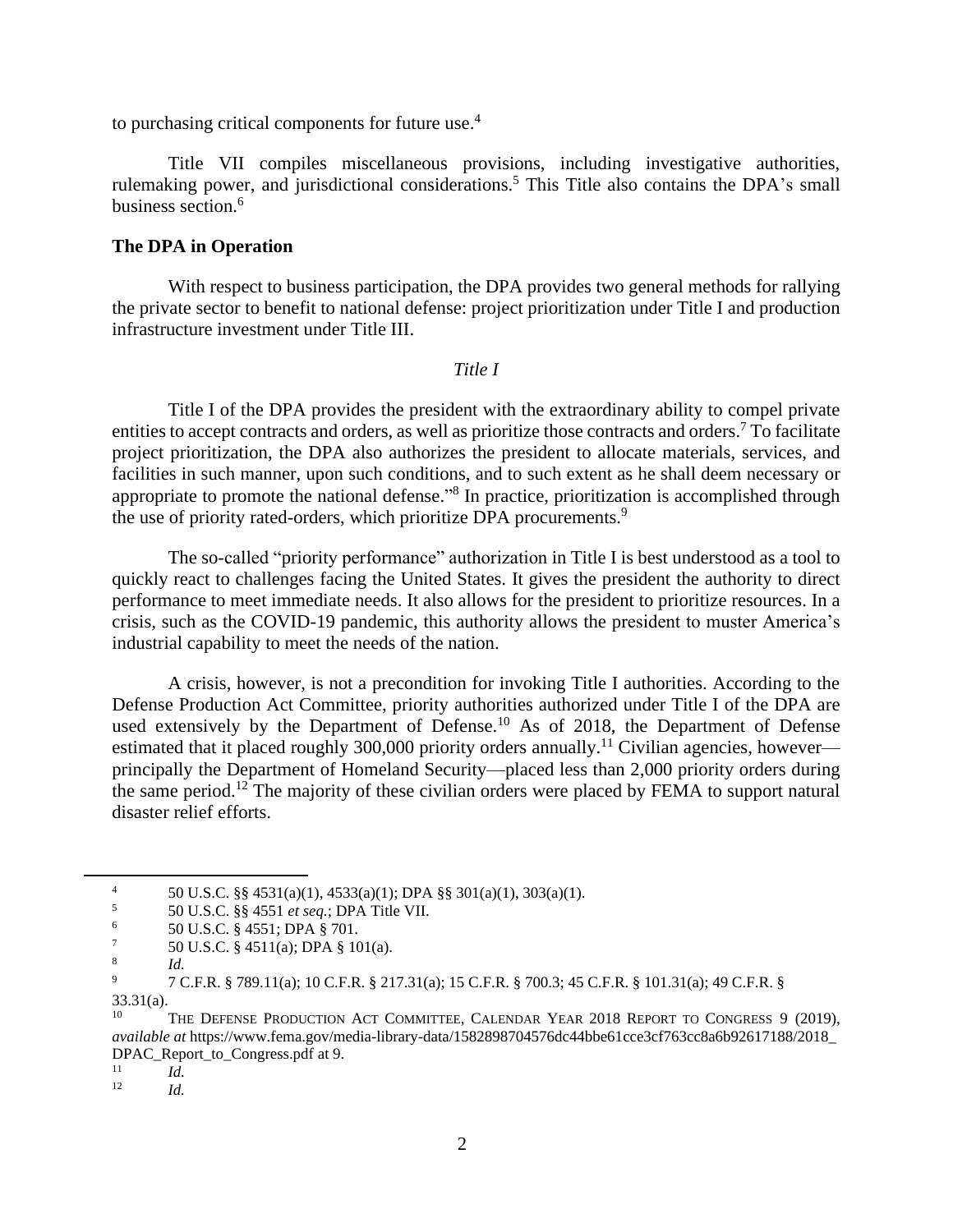to purchasing critical components for future use.[4]

Title VII compiles miscellaneous provisions, including investigative authorities, rulemaking power, and jurisdictional considerations.[5] This Title also contains the DPA's small business section.[6]

**The DPA in Operation**

With respect to business participation, the DPA provides two general methods for rallying the private sector to benefit to national defense: project prioritization under Title I and production infrastructure investment under Title III.

*Title I*

Title I of the DPA provides the president with the extraordinary ability to compel private entities to accept contracts and orders, as well as prioritize those contracts and orders.[7] To facilitate project prioritization, the DPA also authorizes the president to allocate materials, services, and facilities in such manner, upon such conditions, and to such extent as he shall deem necessary or appropriate to promote the national defense."[8] In practice, prioritization is accomplished through the use of priority rated-orders, which prioritize DPA procurements.[9]

The so-called "priority performance" authorization in Title I is best understood as a tool to quickly react to challenges facing the United States. It gives the president the authority to direct performance to meet immediate needs. It also allows for the president to prioritize resources. In a crisis, such as the COVID-19 pandemic, this authority allows the president to muster America's industrial capability to meet the needs of the nation.

A crisis, however, is not a precondition for invoking Title I authorities. According to the Defense Production Act Committee, priority authorities authorized under Title I of the DPA are used extensively by the Department of Defense.[10] As of 2018, the Department of Defense estimated that it placed roughly 300,000 priority orders annually.[11] Civilian agencies, however—principally the Department of Homeland Security—placed less than 2,000 priority orders during the same period.[12] The majority of these civilian orders were placed by FEMA to support natural disaster relief efforts.

---

[4] 50 U.S.C. §§ 4531(a)(1), 4533(a)(1); DPA §§ 301(a)(1), 303(a)(1).

[5] 50 U.S.C. §§ 4551 *et seq.*; DPA Title VII.

[6] 50 U.S.C. § 4551; DPA § 701.

[7] 50 U.S.C. § 4511(a); DPA § 101(a).

[8] *Id.*

[9] 7 C.F.R. § 789.11(a); 10 C.F.R. § 217.31(a); 15 C.F.R. § 700.3; 45 C.F.R. § 101.31(a); 49 C.F.R. § 33.31(a).

[10] THE DEFENSE PRODUCTION ACT COMMITTEE, CALENDAR YEAR 2018 REPORT TO CONGRESS 9 (2019), *available at* https://www.fema.gov/media-library-data/1582898704576dc44bbe61cce3cf763cc8a6b92617188/2018_DPAC_Report_to_Congress.pdf at 9.

[11] *Id.*

[12] *Id.*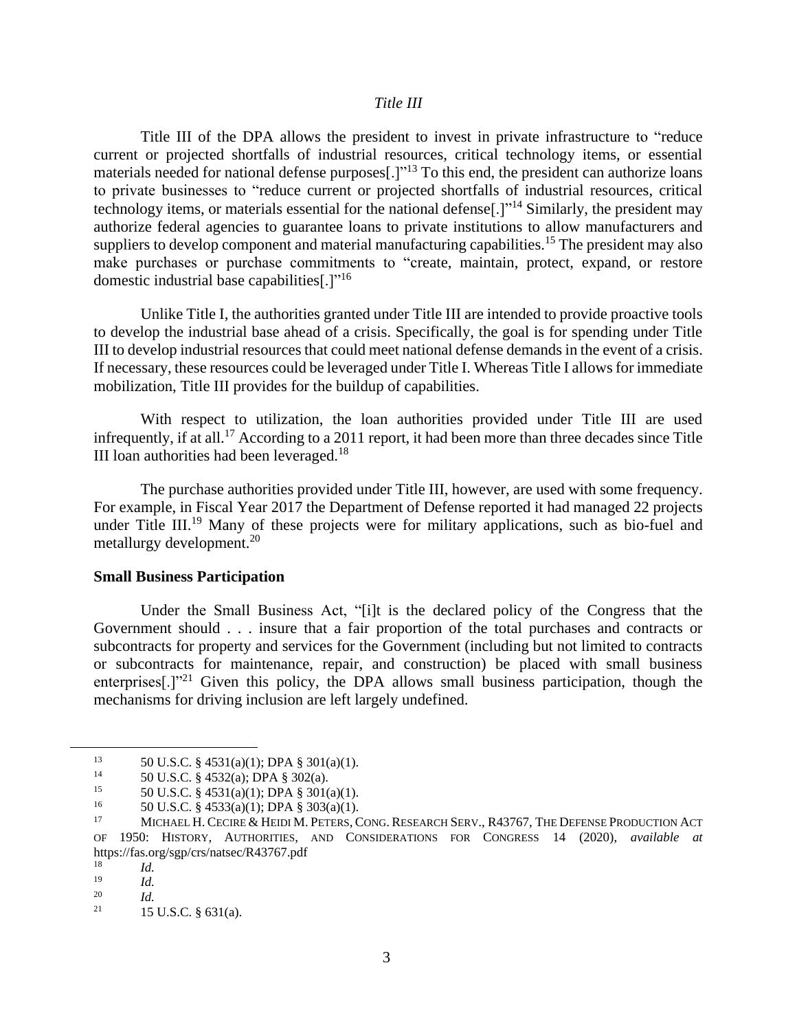*Title III*

Title III of the DPA allows the president to invest in private infrastructure to "reduce current or projected shortfalls of industrial resources, critical technology items, or essential materials needed for national defense purposes[.]"[13] To this end, the president can authorize loans to private businesses to "reduce current or projected shortfalls of industrial resources, critical technology items, or materials essential for the national defense[.]"[14] Similarly, the president may authorize federal agencies to guarantee loans to private institutions to allow manufacturers and suppliers to develop component and material manufacturing capabilities.[15] The president may also make purchases or purchase commitments to "create, maintain, protect, expand, or restore domestic industrial base capabilities[.]"[16]

Unlike Title I, the authorities granted under Title III are intended to provide proactive tools to develop the industrial base ahead of a crisis. Specifically, the goal is for spending under Title III to develop industrial resources that could meet national defense demands in the event of a crisis. If necessary, these resources could be leveraged under Title I. Whereas Title I allows for immediate mobilization, Title III provides for the buildup of capabilities.

With respect to utilization, the loan authorities provided under Title III are used infrequently, if at all.[17] According to a 2011 report, it had been more than three decades since Title III loan authorities had been leveraged.[18]

The purchase authorities provided under Title III, however, are used with some frequency. For example, in Fiscal Year 2017 the Department of Defense reported it had managed 22 projects under Title III.[19] Many of these projects were for military applications, such as bio-fuel and metallurgy development.[20]

**Small Business Participation**

Under the Small Business Act, "[i]t is the declared policy of the Congress that the Government should . . . insure that a fair proportion of the total purchases and contracts or subcontracts for property and services for the Government (including but not limited to contracts or subcontracts for maintenance, repair, and construction) be placed with small business enterprises[.]"[21] Given this policy, the DPA allows small business participation, though the mechanisms for driving inclusion are left largely undefined.

---

[13] 50 U.S.C. § 4531(a)(1); DPA § 301(a)(1).

[14] 50 U.S.C. § 4532(a); DPA § 302(a).

[15] 50 U.S.C. § 4531(a)(1); DPA § 301(a)(1).

[16] 50 U.S.C. § 4533(a)(1); DPA § 303(a)(1).

[17] MICHAEL H. CECIRE & HEIDI M. PETERS, CONG. RESEARCH SERV., R43767, THE DEFENSE PRODUCTION ACT OF 1950: HISTORY, AUTHORITIES, AND CONSIDERATIONS FOR CONGRESS 14 (2020), *available at* https://fas.org/sgp/crs/natsec/R43767.pdf

[18] *Id.*

[19] *Id.*

[20] *Id.*

[21] 15 U.S.C. § 631(a).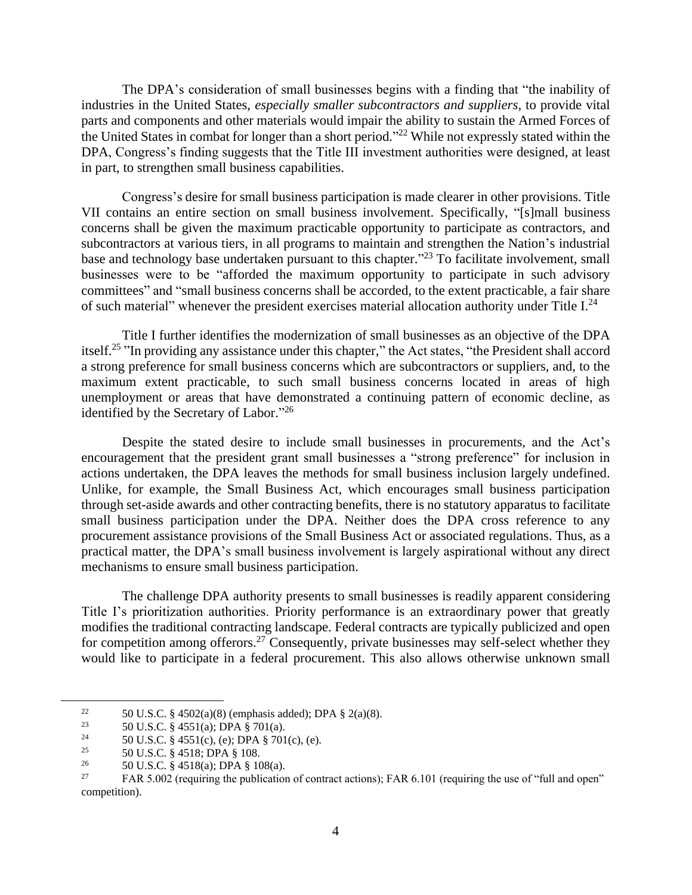The DPA's consideration of small businesses begins with a finding that "the inability of industries in the United States, *especially smaller subcontractors and suppliers*, to provide vital parts and components and other materials would impair the ability to sustain the Armed Forces of the United States in combat for longer than a short period."[22] While not expressly stated within the DPA, Congress's finding suggests that the Title III investment authorities were designed, at least in part, to strengthen small business capabilities.

Congress's desire for small business participation is made clearer in other provisions. Title VII contains an entire section on small business involvement. Specifically, "[s]mall business concerns shall be given the maximum practicable opportunity to participate as contractors, and subcontractors at various tiers, in all programs to maintain and strengthen the Nation's industrial base and technology base undertaken pursuant to this chapter."[23] To facilitate involvement, small businesses were to be "afforded the maximum opportunity to participate in such advisory committees" and "small business concerns shall be accorded, to the extent practicable, a fair share of such material" whenever the president exercises material allocation authority under Title I.[24]

Title I further identifies the modernization of small businesses as an objective of the DPA itself.[25] "In providing any assistance under this chapter," the Act states, "the President shall accord a strong preference for small business concerns which are subcontractors or suppliers, and, to the maximum extent practicable, to such small business concerns located in areas of high unemployment or areas that have demonstrated a continuing pattern of economic decline, as identified by the Secretary of Labor."[26]

Despite the stated desire to include small businesses in procurements, and the Act's encouragement that the president grant small businesses a "strong preference" for inclusion in actions undertaken, the DPA leaves the methods for small business inclusion largely undefined. Unlike, for example, the Small Business Act, which encourages small business participation through set-aside awards and other contracting benefits, there is no statutory apparatus to facilitate small business participation under the DPA. Neither does the DPA cross reference to any procurement assistance provisions of the Small Business Act or associated regulations. Thus, as a practical matter, the DPA's small business involvement is largely aspirational without any direct mechanisms to ensure small business participation.

The challenge DPA authority presents to small businesses is readily apparent considering Title I's prioritization authorities. Priority performance is an extraordinary power that greatly modifies the traditional contracting landscape. Federal contracts are typically publicized and open for competition among offerors.[27] Consequently, private businesses may self-select whether they would like to participate in a federal procurement. This also allows otherwise unknown small

---

[22] 50 U.S.C. § 4502(a)(8) (emphasis added); DPA § 2(a)(8).

[23] 50 U.S.C. § 4551(a); DPA § 701(a).

[24] 50 U.S.C. § 4551(c), (e); DPA § 701(c), (e).

[25] 50 U.S.C. § 4518; DPA § 108.

[26] 50 U.S.C. § 4518(a); DPA § 108(a).

[27] FAR 5.002 (requiring the publication of contract actions); FAR 6.101 (requiring the use of "full and open" competition).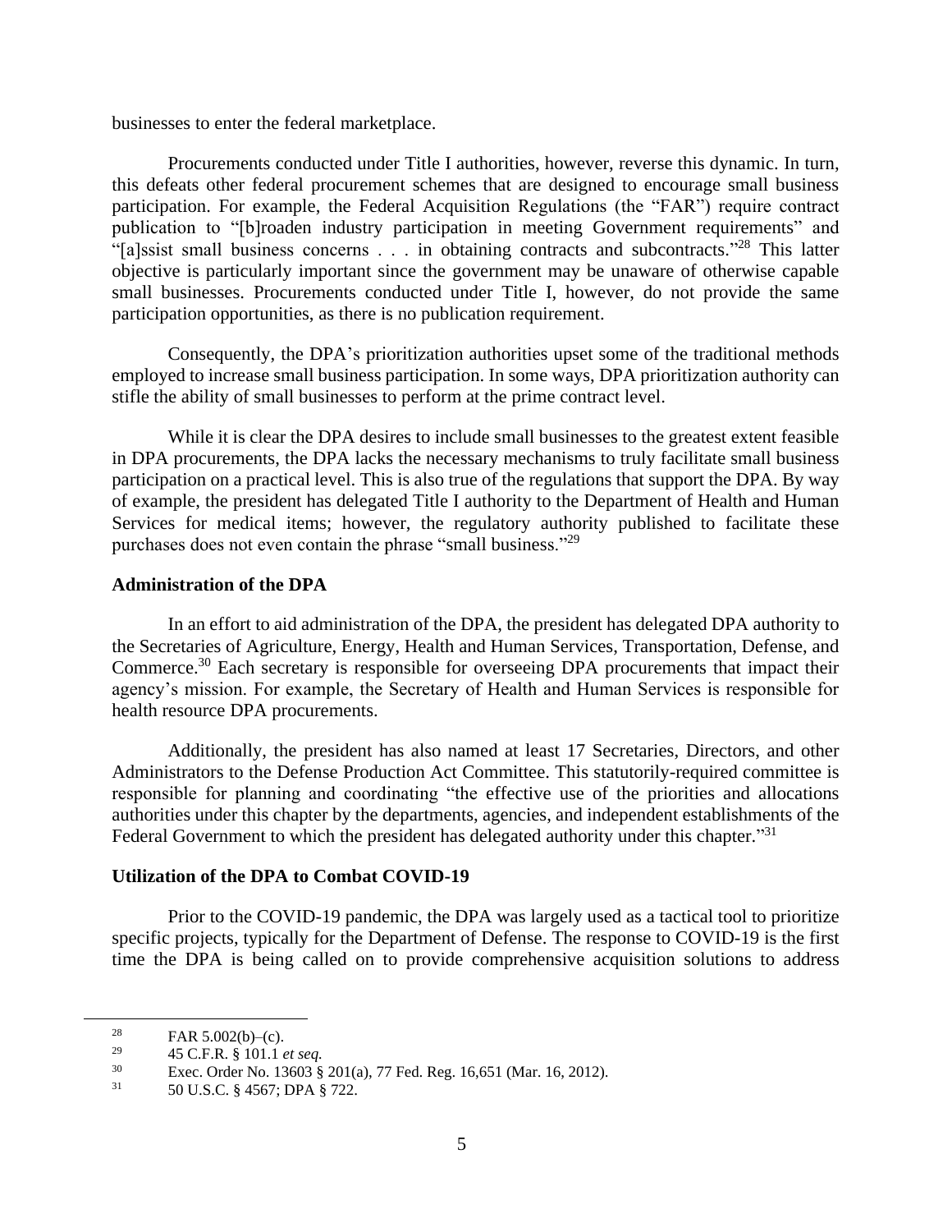businesses to enter the federal marketplace.

Procurements conducted under Title I authorities, however, reverse this dynamic. In turn, this defeats other federal procurement schemes that are designed to encourage small business participation. For example, the Federal Acquisition Regulations (the "FAR") require contract publication to "[b]roaden industry participation in meeting Government requirements" and "[a]ssist small business concerns . . . in obtaining contracts and subcontracts."[28] This latter objective is particularly important since the government may be unaware of otherwise capable small businesses. Procurements conducted under Title I, however, do not provide the same participation opportunities, as there is no publication requirement.

Consequently, the DPA's prioritization authorities upset some of the traditional methods employed to increase small business participation. In some ways, DPA prioritization authority can stifle the ability of small businesses to perform at the prime contract level.

While it is clear the DPA desires to include small businesses to the greatest extent feasible in DPA procurements, the DPA lacks the necessary mechanisms to truly facilitate small business participation on a practical level. This is also true of the regulations that support the DPA. By way of example, the president has delegated Title I authority to the Department of Health and Human Services for medical items; however, the regulatory authority published to facilitate these purchases does not even contain the phrase "small business."[29]

**Administration of the DPA**

In an effort to aid administration of the DPA, the president has delegated DPA authority to the Secretaries of Agriculture, Energy, Health and Human Services, Transportation, Defense, and Commerce.[30] Each secretary is responsible for overseeing DPA procurements that impact their agency's mission. For example, the Secretary of Health and Human Services is responsible for health resource DPA procurements.

Additionally, the president has also named at least 17 Secretaries, Directors, and other Administrators to the Defense Production Act Committee. This statutorily-required committee is responsible for planning and coordinating "the effective use of the priorities and allocations authorities under this chapter by the departments, agencies, and independent establishments of the Federal Government to which the president has delegated authority under this chapter."[31]

**Utilization of the DPA to Combat COVID-19**

Prior to the COVID-19 pandemic, the DPA was largely used as a tactical tool to prioritize specific projects, typically for the Department of Defense. The response to COVID-19 is the first time the DPA is being called on to provide comprehensive acquisition solutions to address

---

[28] FAR 5.002(b)–(c).

[29] 45 C.F.R. § 101.1 *et seq.*

[30] Exec. Order No. 13603 § 201(a), 77 Fed. Reg. 16,651 (Mar. 16, 2012).

[31] 50 U.S.C. § 4567; DPA § 722.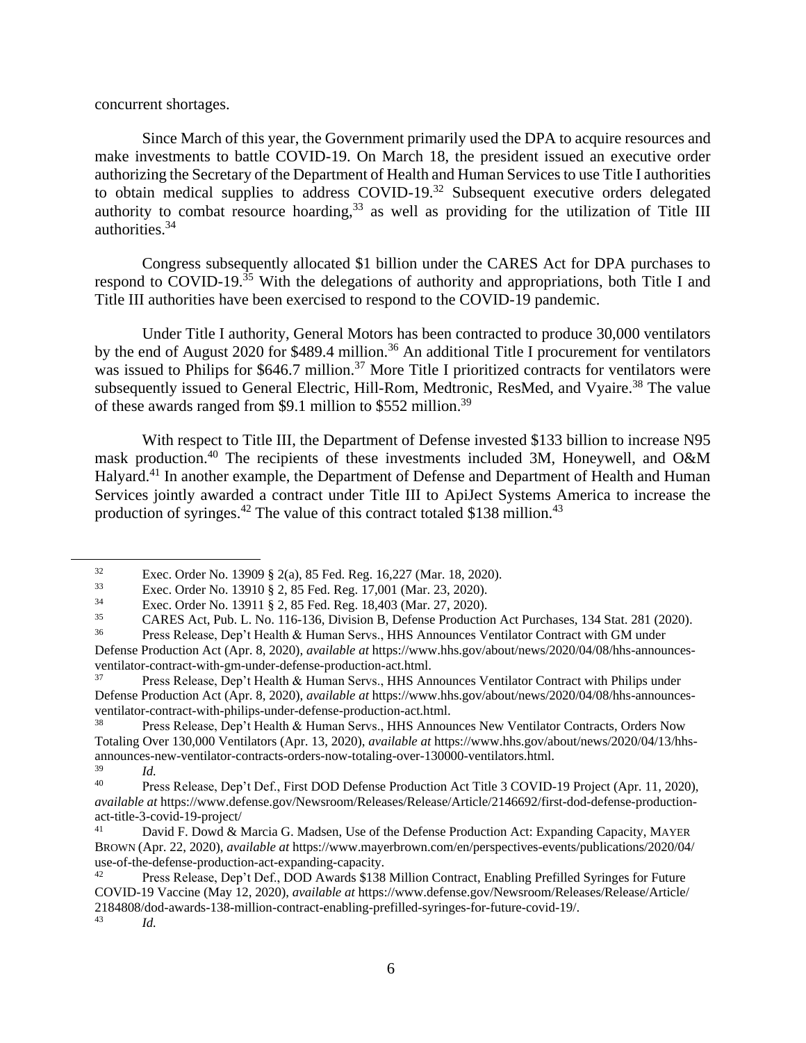concurrent shortages.

Since March of this year, the Government primarily used the DPA to acquire resources and make investments to battle COVID-19. On March 18, the president issued an executive order authorizing the Secretary of the Department of Health and Human Services to use Title I authorities to obtain medical supplies to address COVID-19.[32] Subsequent executive orders delegated authority to combat resource hoarding,[33] as well as providing for the utilization of Title III authorities.[34]

Congress subsequently allocated $1 billion under the CARES Act for DPA purchases to respond to COVID-19.[35] With the delegations of authority and appropriations, both Title I and Title III authorities have been exercised to respond to the COVID-19 pandemic.

Under Title I authority, General Motors has been contracted to produce 30,000 ventilators by the end of August 2020 for $489.4 million.[36] An additional Title I procurement for ventilators was issued to Philips for $646.7 million.[37] More Title I prioritized contracts for ventilators were subsequently issued to General Electric, Hill-Rom, Medtronic, ResMed, and Vyaire.[38] The value of these awards ranged from $9.1 million to $552 million.[39]

With respect to Title III, the Department of Defense invested $133 billion to increase N95 mask production.[40] The recipients of these investments included 3M, Honeywell, and O&M Halyard.[41] In another example, the Department of Defense and Department of Health and Human Services jointly awarded a contract under Title III to ApiJect Systems America to increase the production of syringes.[42] The value of this contract totaled $138 million.[43]

---

[32] Exec. Order No. 13909 § 2(a), 85 Fed. Reg. 16,227 (Mar. 18, 2020).

[33] Exec. Order No. 13910 § 2, 85 Fed. Reg. 17,001 (Mar. 23, 2020).

[34] Exec. Order No. 13911 § 2, 85 Fed. Reg. 18,403 (Mar. 27, 2020).

[35] CARES Act, Pub. L. No. 116-136, Division B, Defense Production Act Purchases, 134 Stat. 281 (2020).

[36] Press Release, Dep't Health & Human Servs., HHS Announces Ventilator Contract with GM under Defense Production Act (Apr. 8, 2020), *available at* https://www.hhs.gov/about/news/2020/04/08/hhs-announces-ventilator-contract-with-gm-under-defense-production-act.html.

[37] Press Release, Dep't Health & Human Servs., HHS Announces Ventilator Contract with Philips under Defense Production Act (Apr. 8, 2020), *available at* https://www.hhs.gov/about/news/2020/04/08/hhs-announces-ventilator-contract-with-philips-under-defense-production-act.html.

[38] Press Release, Dep't Health & Human Servs., HHS Announces New Ventilator Contracts, Orders Now Totaling Over 130,000 Ventilators (Apr. 13, 2020), *available at* https://www.hhs.gov/about/news/2020/04/13/hhs-announces-new-ventilator-contracts-orders-now-totaling-over-130000-ventilators.html.

[39] *Id.*

[40] Press Release, Dep't Def., First DOD Defense Production Act Title 3 COVID-19 Project (Apr. 11, 2020), *available at* https://www.defense.gov/Newsroom/Releases/Release/Article/2146692/first-dod-defense-production-act-title-3-covid-19-project/

[41] David F. Dowd & Marcia G. Madsen, Use of the Defense Production Act: Expanding Capacity, MAYER BROWN (Apr. 22, 2020), *available at* https://www.mayerbrown.com/en/perspectives-events/publications/2020/04/use-of-the-defense-production-act-expanding-capacity.

[42] Press Release, Dep't Def., DOD Awards $138 Million Contract, Enabling Prefilled Syringes for Future COVID-19 Vaccine (May 12, 2020), *available at* https://www.defense.gov/Newsroom/Releases/Release/Article/2184808/dod-awards-138-million-contract-enabling-prefilled-syringes-for-future-covid-19/.

[43] *Id.*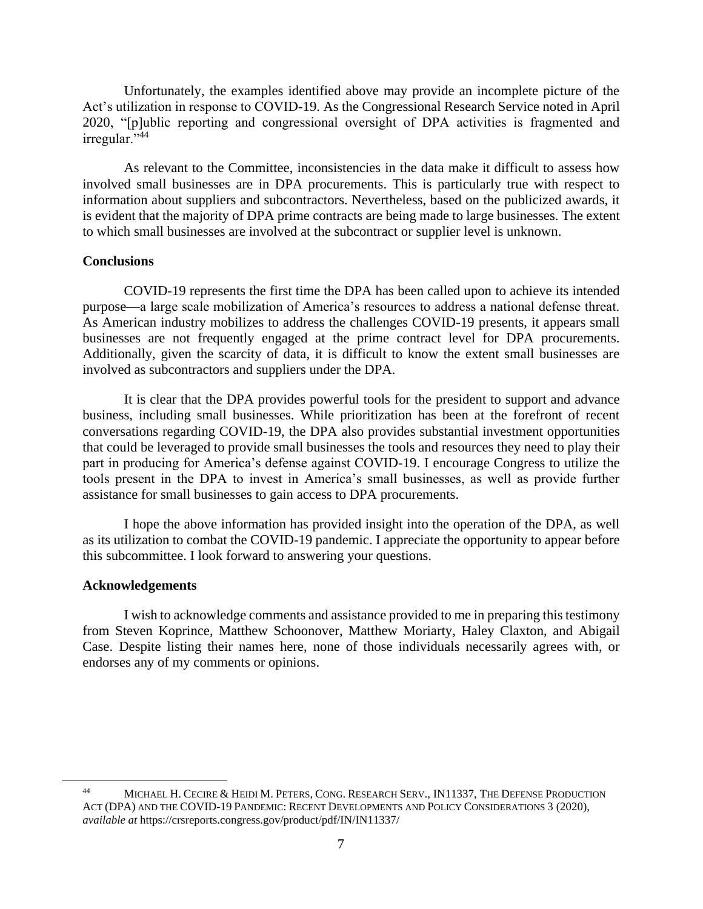Unfortunately, the examples identified above may provide an incomplete picture of the Act's utilization in response to COVID-19. As the Congressional Research Service noted in April 2020, "[p]ublic reporting and congressional oversight of DPA activities is fragmented and irregular."[44]

As relevant to the Committee, inconsistencies in the data make it difficult to assess how involved small businesses are in DPA procurements. This is particularly true with respect to information about suppliers and subcontractors. Nevertheless, based on the publicized awards, it is evident that the majority of DPA prime contracts are being made to large businesses. The extent to which small businesses are involved at the subcontract or supplier level is unknown.

**Conclusions**

COVID-19 represents the first time the DPA has been called upon to achieve its intended purpose—a large scale mobilization of America's resources to address a national defense threat. As American industry mobilizes to address the challenges COVID-19 presents, it appears small businesses are not frequently engaged at the prime contract level for DPA procurements. Additionally, given the scarcity of data, it is difficult to know the extent small businesses are involved as subcontractors and suppliers under the DPA.

It is clear that the DPA provides powerful tools for the president to support and advance business, including small businesses. While prioritization has been at the forefront of recent conversations regarding COVID-19, the DPA also provides substantial investment opportunities that could be leveraged to provide small businesses the tools and resources they need to play their part in producing for America's defense against COVID-19. I encourage Congress to utilize the tools present in the DPA to invest in America's small businesses, as well as provide further assistance for small businesses to gain access to DPA procurements.

I hope the above information has provided insight into the operation of the DPA, as well as its utilization to combat the COVID-19 pandemic. I appreciate the opportunity to appear before this subcommittee. I look forward to answering your questions.

**Acknowledgements**

I wish to acknowledge comments and assistance provided to me in preparing this testimony from Steven Koprince, Matthew Schoonover, Matthew Moriarty, Haley Claxton, and Abigail Case. Despite listing their names here, none of those individuals necessarily agrees with, or endorses any of my comments or opinions.

---

[44] MICHAEL H. CECIRE & HEIDI M. PETERS, CONG. RESEARCH SERV., IN11337, THE DEFENSE PRODUCTION ACT (DPA) AND THE COVID-19 PANDEMIC: RECENT DEVELOPMENTS AND POLICY CONSIDERATIONS 3 (2020), *available at* https://crsreports.congress.gov/product/pdf/IN/IN11337/